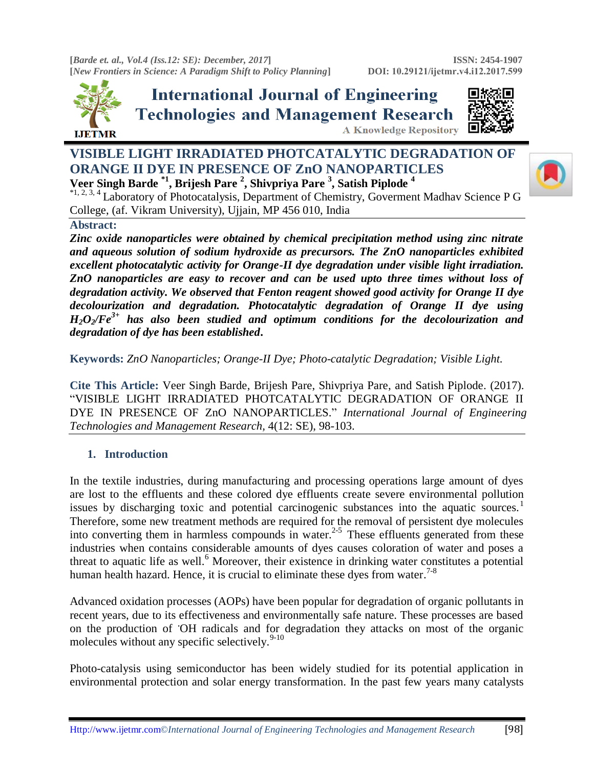# VISIBLE LIGHT IRRADIATED PHOTCATALYTIC DEGRADATION OF ORANGE II DYE IN PRESENCE OF ZnO NANOPARTICLES

**Veer Singh Barde [*1], Brijesh Pare [2], Shivpriya Pare [3], Satish Piplode [4]**

[*1, 2, 3, 4] Laboratory of Photocatalysis, Department of Chemistry, Goverment Madhav Science P G College, (af. Vikram University), Ujjain, MP 456 010, India

**Abstract:**

***Zinc oxide nanoparticles were obtained by chemical precipitation method using zinc nitrate and aqueous solution of sodium hydroxide as precursors. The ZnO nanoparticles exhibited excellent photocatalytic activity for Orange-II dye degradation under visible light irradiation. ZnO nanoparticles are easy to recover and can be used upto three times without loss of degradation activity. We observed that Fenton reagent showed good activity for Orange II dye decolourization and degradation. Photocatalytic degradation of Orange II dye using $H_2O_2/Fe^{3+}$ has also been studied and optimum conditions for the decolourization and degradation of dye has been established.***

**Keywords:** *ZnO Nanoparticles; Orange-II Dye; Photo-catalytic Degradation; Visible Light.*

**Cite This Article:** Veer Singh Barde, Brijesh Pare, Shivpriya Pare, and Satish Piplode. (2017). "VISIBLE LIGHT IRRADIATED PHOTCATALYTIC DEGRADATION OF ORANGE II DYE IN PRESENCE OF ZnO NANOPARTICLES." *International Journal of Engineering Technologies and Management Research*, 4(12: SE), 98-103.

## 1. Introduction

In the textile industries, during manufacturing and processing operations large amount of dyes are lost to the effluents and these colored dye effluents create severe environmental pollution issues by discharging toxic and potential carcinogenic substances into the aquatic sources.[1] Therefore, some new treatment methods are required for the removal of persistent dye molecules into converting them in harmless compounds in water.[2-5] These effluents generated from these industries when contains considerable amounts of dyes causes coloration of water and poses a threat to aquatic life as well.[6] Moreover, their existence in drinking water constitutes a potential human health hazard. Hence, it is crucial to eliminate these dyes from water.[7-8]

Advanced oxidation processes (AOPs) have been popular for degradation of organic pollutants in recent years, due to its effectiveness and environmentally safe nature. These processes are based on the production of ·OH radicals and for degradation they attacks on most of the organic molecules without any specific selectively.[9-10]

Photo-catalysis using semiconductor has been widely studied for its potential application in environmental protection and solar energy transformation. In the past few years many catalysts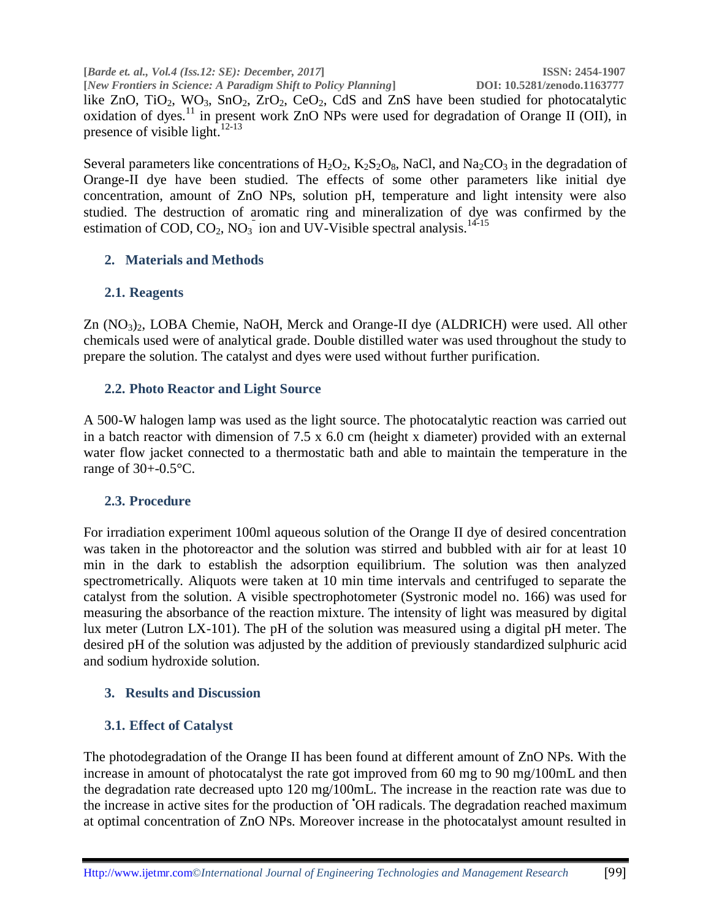like $ZnO$, $TiO_2$, $WO_3$, $SnO_2$, $ZrO_2$, $CeO_2$, CdS and ZnS have been studied for photocatalytic oxidation of dyes.[11] in present work ZnO NPs were used for degradation of Orange II (OII), in presence of visible light.[12-13]

Several parameters like concentrations of $H_2O_2$, $K_2S_2O_8$, NaCl, and $Na_2CO_3$ in the degradation of Orange-II dye have been studied. The effects of some other parameters like initial dye concentration, amount of ZnO NPs, solution pH, temperature and light intensity were also studied. The destruction of aromatic ring and mineralization of dye was confirmed by the estimation of COD, $CO_2$, $NO_3^-$ ion and UV-Visible spectral analysis.[14-15]

## 2. Materials and Methods

### 2.1. Reagents

$Zn(NO_3)_2$, LOBA Chemie, NaOH, Merck and Orange-II dye (ALDRICH) were used. All other chemicals used were of analytical grade. Double distilled water was used throughout the study to prepare the solution. The catalyst and dyes were used without further purification.

### 2.2. Photo Reactor and Light Source

A 500-W halogen lamp was used as the light source. The photocatalytic reaction was carried out in a batch reactor with dimension of 7.5 x 6.0 cm (height x diameter) provided with an external water flow jacket connected to a thermostatic bath and able to maintain the temperature in the range of 30+-0.5°C.

### 2.3. Procedure

For irradiation experiment 100ml aqueous solution of the Orange II dye of desired concentration was taken in the photoreactor and the solution was stirred and bubbled with air for at least 10 min in the dark to establish the adsorption equilibrium. The solution was then analyzed spectrometrically. Aliquots were taken at 10 min time intervals and centrifuged to separate the catalyst from the solution. A visible spectrophotometer (Systronic model no. 166) was used for measuring the absorbance of the reaction mixture. The intensity of light was measured by digital lux meter (Lutron LX-101). The pH of the solution was measured using a digital pH meter. The desired pH of the solution was adjusted by the addition of previously standardized sulphuric acid and sodium hydroxide solution.

## 3. Results and Discussion

### 3.1. Effect of Catalyst

The photodegradation of the Orange II has been found at different amount of ZnO NPs. With the increase in amount of photocatalyst the rate got improved from 60 mg to 90 mg/100mL and then the degradation rate decreased upto 120 mg/100mL. The increase in the reaction rate was due to the increase in active sites for the production of $^{\bullet}OH$ radicals. The degradation reached maximum at optimal concentration of ZnO NPs. Moreover increase in the photocatalyst amount resulted in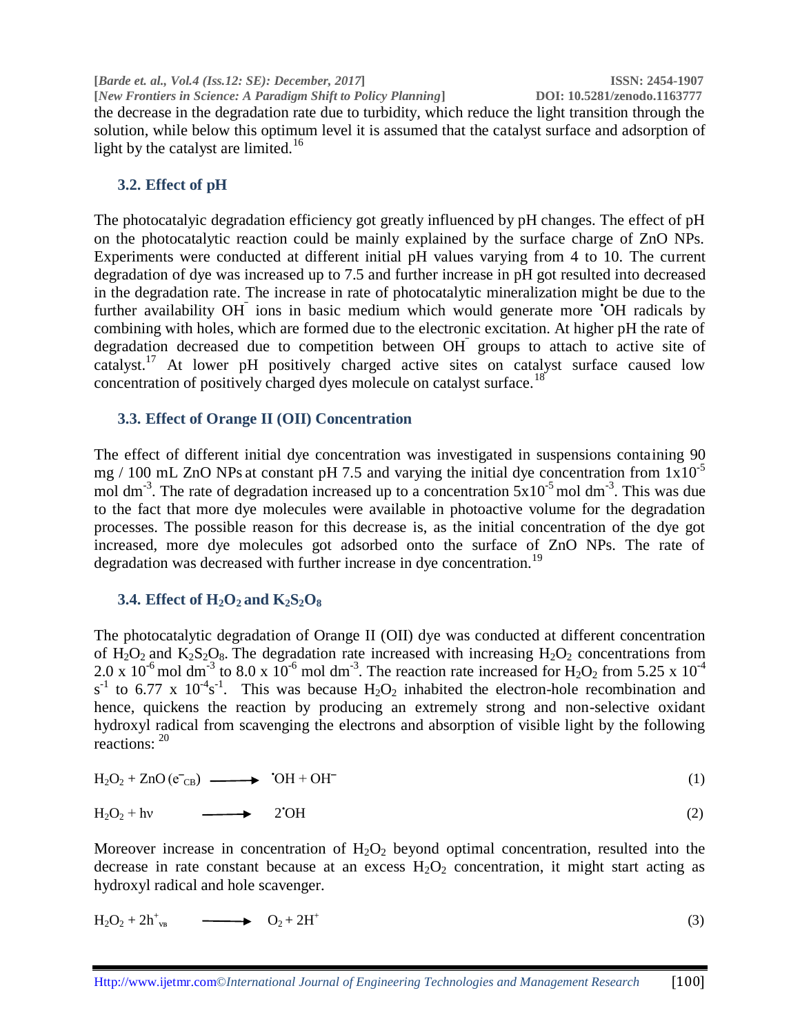the decrease in the degradation rate due to turbidity, which reduce the light transition through the solution, while below this optimum level it is assumed that the catalyst surface and adsorption of light by the catalyst are limited.[16]

## 3.2. Effect of pH

The photocatalyic degradation efficiency got greatly influenced by pH changes. The effect of pH on the photocatalytic reaction could be mainly explained by the surface charge of ZnO NPs. Experiments were conducted at different initial pH values varying from 4 to 10. The current degradation of dye was increased up to 7.5 and further increase in pH got resulted into decreased in the degradation rate. The increase in rate of photocatalytic mineralization might be due to the further availability $OH^-$ ions in basic medium which would generate more $^\bullet OH$ radicals by combining with holes, which are formed due to the electronic excitation. At higher pH the rate of degradation decreased due to competition between $OH^-$ groups to attach to active site of catalyst.[17] At lower pH positively charged active sites on catalyst surface caused low concentration of positively charged dyes molecule on catalyst surface.[18]

## 3.3. Effect of Orange II (OII) Concentration

The effect of different initial dye concentration was investigated in suspensions containing 90 mg / 100 mL ZnO NPs at constant pH 7.5 and varying the initial dye concentration from $1 \times 10^{-5}$ mol dm$^{-3}$. The rate of degradation increased up to a concentration $5 \times 10^{-5}$ mol dm$^{-3}$. This was due to the fact that more dye molecules were available in photoactive volume for the degradation processes. The possible reason for this decrease is, as the initial concentration of the dye got increased, more dye molecules got adsorbed onto the surface of ZnO NPs. The rate of degradation was decreased with further increase in dye concentration.[19]

## 3.4. Effect of $H_2O_2$ and $K_2S_2O_8$

The photocatalytic degradation of Orange II (OII) dye was conducted at different concentration of $H_2O_2$ and $K_2S_2O_8$. The degradation rate increased with increasing $H_2O_2$ concentrations from $2.0 \times 10^{-6}$ mol dm$^{-3}$ to $8.0 \times 10^{-6}$ mol dm$^{-3}$. The reaction rate increased for $H_2O_2$ from $5.25 \times 10^{-4}$ s$^{-1}$ to $6.77 \times 10^{-4}$s$^{-1}$. This was because $H_2O_2$ inhabited the electron-hole recombination and hence, quickens the reaction by producing an extremely strong and non-selective oxidant hydroxyl radical from scavenging the electrons and absorption of visible light by the following reactions: [20]

$$H_2O_2 + ZnO\,(e^-_{CB}) \longrightarrow {}^\bullet OH + OH^- \tag{1}$$

$$H_2O_2 + h\nu \longrightarrow 2{}^\bullet OH \tag{2}$$

Moreover increase in concentration of $H_2O_2$ beyond optimal concentration, resulted into the decrease in rate constant because at an excess $H_2O_2$ concentration, it might start acting as hydroxyl radical and hole scavenger.

$$H_2O_2 + 2h^+_{VB} \longrightarrow O_2 + 2H^+ \tag{3}$$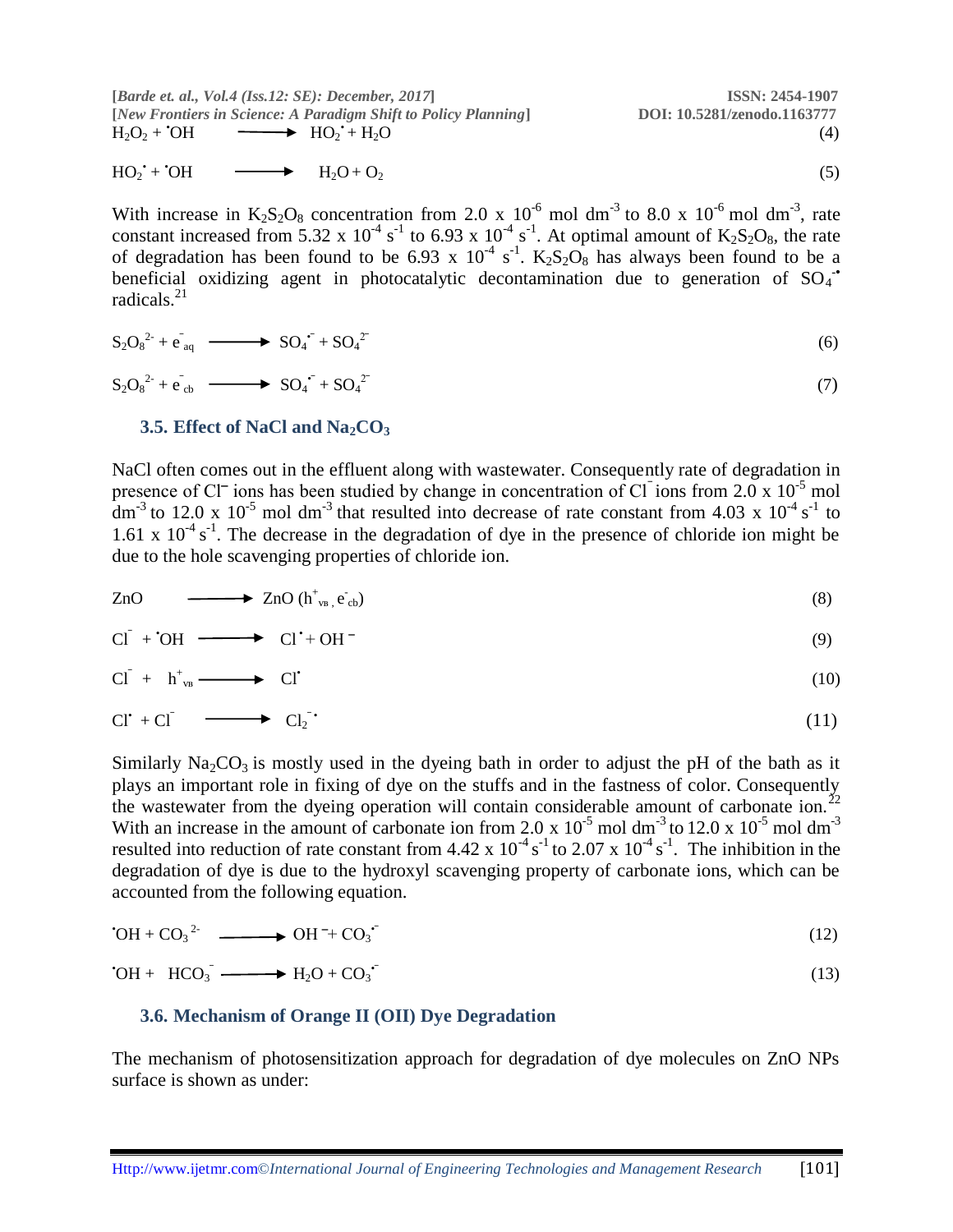$$H_2O_2 + {}^{\bullet}OH \longrightarrow HO_2^{\bullet} + H_2O \quad (4)$$

$$HO_2^{\bullet} + {}^{\bullet}OH \longrightarrow H_2O + O_2 \quad (5)$$

With increase in $K_2S_2O_8$ concentration from 2.0 x $10^{-6}$ mol $dm^{-3}$ to 8.0 x $10^{-6}$ mol $dm^{-3}$, rate constant increased from 5.32 x $10^{-4}$ $s^{-1}$ to 6.93 x $10^{-4}$ $s^{-1}$. At optimal amount of $K_2S_2O_8$, the rate of degradation has been found to be 6.93 x $10^{-4}$ $s^{-1}$. $K_2S_2O_8$ has always been found to be a beneficial oxidizing agent in photocatalytic decontamination due to generation of $SO_4^{-\bullet}$ radicals.[21]

$$S_2O_8^{2-} + e^-_{aq} \longrightarrow SO_4^{\bullet -} + SO_4^{2-} \quad (6)$$

$$S_2O_8^{2-} + e^-_{cb} \longrightarrow SO_4^{\bullet -} + SO_4^{2-} \quad (7)$$

### 3.5. Effect of NaCl and $Na_2CO_3$

NaCl often comes out in the effluent along with wastewater. Consequently rate of degradation in presence of $Cl^-$ ions has been studied by change in concentration of $Cl^-$ ions from 2.0 x $10^{-5}$ mol $dm^{-3}$ to 12.0 x $10^{-5}$ mol $dm^{-3}$ that resulted into decrease of rate constant from 4.03 x $10^{-4}$ $s^{-1}$ to 1.61 x $10^{-4}$ $s^{-1}$. The decrease in the degradation of dye in the presence of chloride ion might be due to the hole scavenging properties of chloride ion.

$$ZnO \longrightarrow ZnO\,(h^+_{VB},\, e^-_{cb}) \quad (8)$$

$$Cl^- + {}^{\bullet}OH \longrightarrow Cl^{\bullet} + OH^- \quad (9)$$

$$Cl^- + h^+_{VB} \longrightarrow Cl^{\bullet} \quad (10)$$

$$Cl^{\bullet} + Cl^- \longrightarrow Cl_2^{-\bullet} \quad (11)$$

Similarly $Na_2CO_3$ is mostly used in the dyeing bath in order to adjust the pH of the bath as it plays an important role in fixing of dye on the stuffs and in the fastness of color. Consequently the wastewater from the dyeing operation will contain considerable amount of carbonate ion.[22] With an increase in the amount of carbonate ion from 2.0 x $10^{-5}$ mol $dm^{-3}$ to 12.0 x $10^{-5}$ mol $dm^{-3}$ resulted into reduction of rate constant from 4.42 x $10^{-4}$ $s^{-1}$ to 2.07 x $10^{-4}$ $s^{-1}$. The inhibition in the degradation of dye is due to the hydroxyl scavenging property of carbonate ions, which can be accounted from the following equation.

$${}^{\bullet}OH + CO_3^{2-} \longrightarrow OH^- + CO_3^{\bullet -} \quad (12)$$

$${}^{\bullet}OH + HCO_3^- \longrightarrow H_2O + CO_3^{\bullet -} \quad (13)$$

### 3.6. Mechanism of Orange II (OII) Dye Degradation

The mechanism of photosensitization approach for degradation of dye molecules on ZnO NPs surface is shown as under: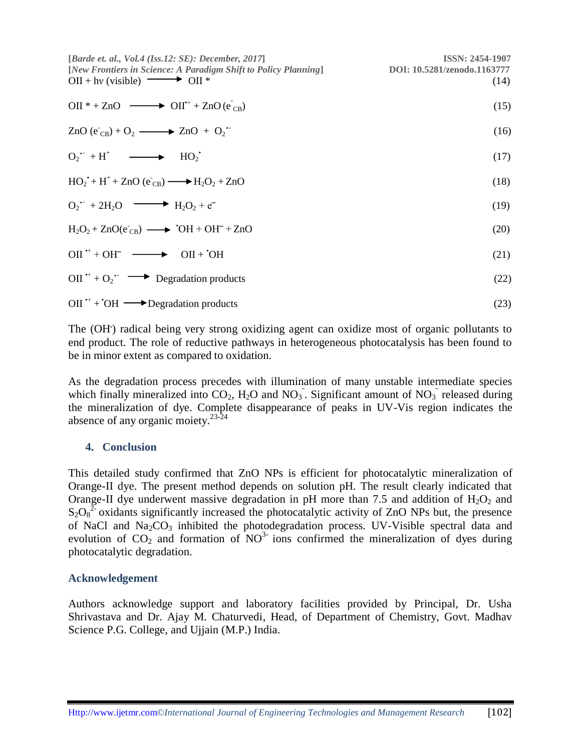$$OII + h\nu\ (\text{visible}) \longrightarrow OII^* \tag{14}$$

$$OII^* + ZnO \longrightarrow OII^{\bullet+} + ZnO\,(e^-_{CB}) \tag{15}$$

$$ZnO\,(e^-_{CB}) + O_2 \longrightarrow ZnO + O_2^{\bullet-} \tag{16}$$

$$O_2^{\bullet-} + H^+ \longrightarrow HO_2^{\bullet} \tag{17}$$

$$HO_2^{\bullet} + H^+ + ZnO\,(e^-_{CB}) \longrightarrow H_2O_2 + ZnO \tag{18}$$

$$O_2^{\bullet-} + 2H_2O \longrightarrow H_2O_2 + e^- \tag{19}$$

$$H_2O_2 + ZnO(e^-_{CB}) \longrightarrow {}^{\bullet}OH + OH^- + ZnO \tag{20}$$

$$OII^{\bullet+} + OH^- \longrightarrow OII + {}^{\bullet}OH \tag{21}$$

$$OII^{\bullet+} + O_2^{\bullet-} \longrightarrow \text{Degradation products} \tag{22}$$

$$OII^{\bullet+} + {}^{\bullet}OH \longrightarrow \text{Degradation products} \tag{23}$$

The ($OH^{\cdot}$) radical being very strong oxidizing agent can oxidize most of organic pollutants to end product. The role of reductive pathways in heterogeneous photocatalysis has been found to be in minor extent as compared to oxidation.

As the degradation process precedes with illumination of many unstable intermediate species which finally mineralized into $CO_2$, $H_2O$ and $NO_3^-$. Significant amount of $NO_3^-$ released during the mineralization of dye. Complete disappearance of peaks in UV-Vis region indicates the absence of any organic moiety.[23-24]

## 4. Conclusion

This detailed study confirmed that ZnO NPs is efficient for photocatalytic mineralization of Orange-II dye. The present method depends on solution pH. The result clearly indicated that Orange-II dye underwent massive degradation in pH more than 7.5 and addition of $H_2O_2$ and $S_2O_8^{2-}$ oxidants significantly increased the photocatalytic activity of ZnO NPs but, the presence of NaCl and $Na_2CO_3$ inhibited the photodegradation process. UV-Visible spectral data and evolution of $CO_2$ and formation of $NO^{3-}$ ions confirmed the mineralization of dyes during photocatalytic degradation.

## Acknowledgement

Authors acknowledge support and laboratory facilities provided by Principal, Dr. Usha Shrivastava and Dr. Ajay M. Chaturvedi, Head, of Department of Chemistry, Govt. Madhav Science P.G. College, and Ujjain (M.P.) India.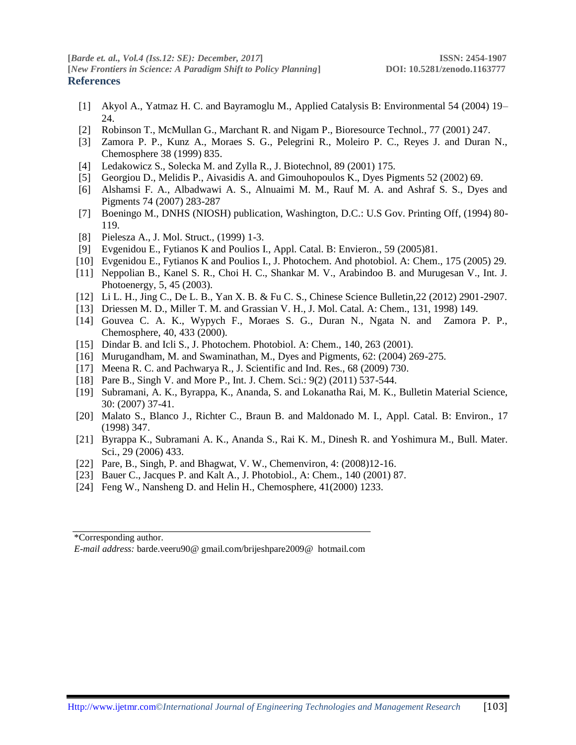## References

[1] Akyol A., Yatmaz H. C. and Bayramoglu M., Applied Catalysis B: Environmental 54 (2004) 19–24.

[2] Robinson T., McMullan G., Marchant R. and Nigam P., Bioresource Technol., 77 (2001) 247.

[3] Zamora P. P., Kunz A., Moraes S. G., Pelegrini R., Moleiro P. C., Reyes J. and Duran N., Chemosphere 38 (1999) 835.

[4] Ledakowicz S., Solecka M. and Zylla R., J. Biotechnol, 89 (2001) 175.

[5] Georgiou D., Melidis P., Aivasidis A. and Gimouhopoulos K., Dyes Pigments 52 (2002) 69.

[6] Alshamsi F. A., Albadwawi A. S., Alnuaimi M. M., Rauf M. A. and Ashraf S. S., Dyes and Pigments 74 (2007) 283-287

[7] Boeningo M., DNHS (NIOSH) publication, Washington, D.C.: U.S Gov. Printing Off, (1994) 80-119.

[8] Pielesza A., J. Mol. Struct., (1999) 1-3.

[9] Evgenidou E., Fytianos K and Poulios I., Appl. Catal. B: Envieron., 59 (2005)81.

[10] Evgenidou E., Fytianos K and Poulios I., J. Photochem. And photobiol. A: Chem., 175 (2005) 29.

[11] Neppolian B., Kanel S. R., Choi H. C., Shankar M. V., Arabindoo B. and Murugesan V., Int. J. Photoenergy, 5, 45 (2003).

[12] Li L. H., Jing C., De L. B., Yan X. B. & Fu C. S., Chinese Science Bulletin,22 (2012) 2901-2907.

[13] Driessen M. D., Miller T. M. and Grassian V. H., J. Mol. Catal. A: Chem., 131, 1998) 149.

[14] Gouvea C. A. K., Wypych F., Moraes S. G., Duran N., Ngata N. and Zamora P. P., Chemosphere, 40, 433 (2000).

[15] Dindar B. and Icli S., J. Photochem. Photobiol. A: Chem., 140, 263 (2001).

[16] Murugandham, M. and Swaminathan, M., Dyes and Pigments, 62: (2004) 269-275.

[17] Meena R. C. and Pachwarya R., J. Scientific and Ind. Res., 68 (2009) 730.

[18] Pare B., Singh V. and More P., Int. J. Chem. Sci.: 9(2) (2011) 537-544.

[19] Subramani, A. K., Byrappa, K., Ananda, S. and Lokanatha Rai, M. K., Bulletin Material Science, 30: (2007) 37-41.

[20] Malato S., Blanco J., Richter C., Braun B. and Maldonado M. I., Appl. Catal. B: Environ., 17 (1998) 347.

[21] Byrappa K., Subramani A. K., Ananda S., Rai K. M., Dinesh R. and Yoshimura M., Bull. Mater. Sci., 29 (2006) 433.

[22] Pare, B., Singh, P. and Bhagwat, V. W., Chemenviron, 4: (2008)12-16.

[23] Bauer C., Jacques P. and Kalt A., J. Photobiol., A: Chem., 140 (2001) 87.

[24] Feng W., Nansheng D. and Helin H., Chemosphere, 41(2000) 1233.

---

*Corresponding author.

*E-mail address:* barde.veeru90@ gmail.com/brijeshpare2009@ hotmail.com